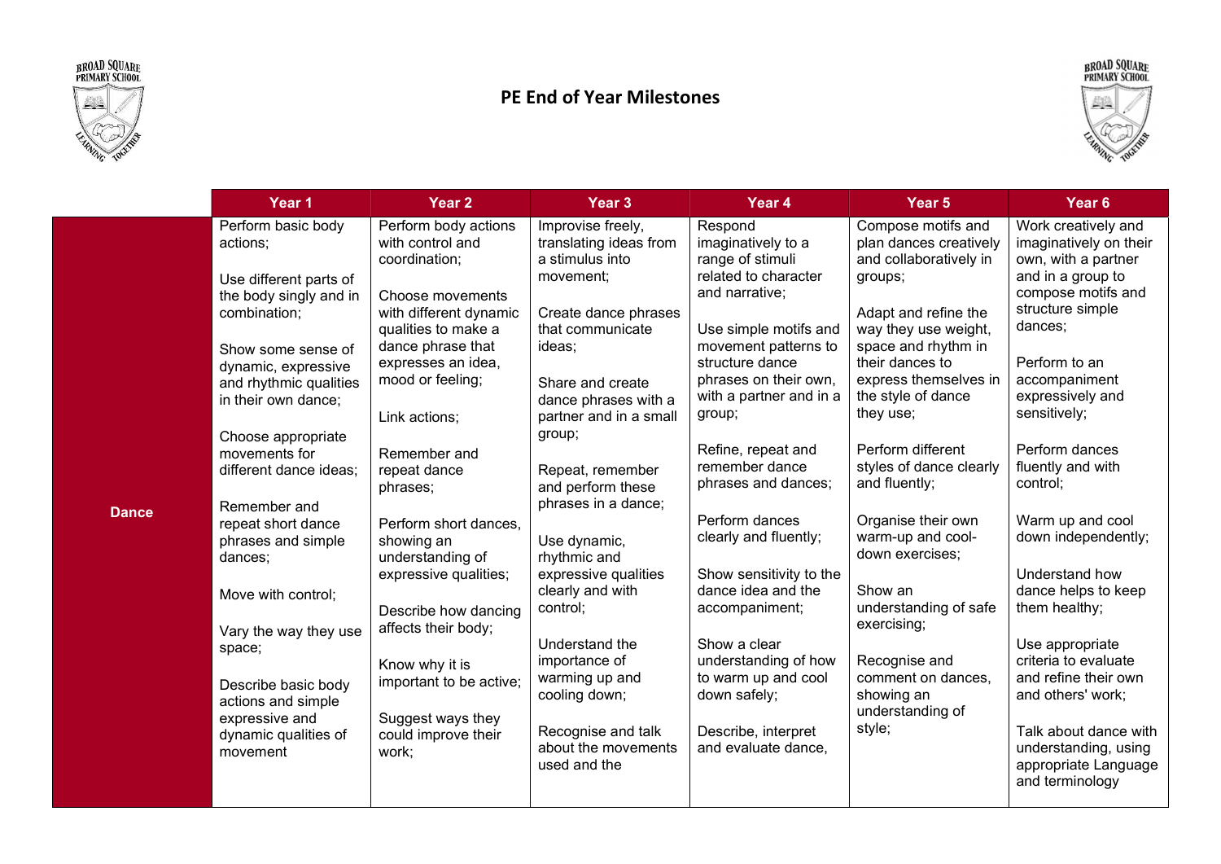# PE End of Year Milestones

| | Year 1 | Year 2 | Year 3 | Year 4 | Year 5 | Year 6 |
|---|---|---|---|---|---|---|
| **Dance** | Perform basic body actions;<br><br>Use different parts of the body singly and in combination;<br><br>Show some sense of dynamic, expressive and rhythmic qualities in their own dance;<br><br>Choose appropriate movements for different dance ideas;<br><br>Remember and repeat short dance phrases and simple dances;<br><br>Move with control;<br><br>Vary the way they use space;<br><br>Describe basic body actions and simple expressive and dynamic qualities of movement | Perform body actions with control and coordination;<br><br>Choose movements with different dynamic qualities to make a dance phrase that expresses an idea, mood or feeling;<br><br>Link actions;<br><br>Remember and repeat dance phrases;<br><br>Perform short dances, showing an understanding of expressive qualities;<br><br>Describe how dancing affects their body;<br><br>Know why it is important to be active;<br><br>Suggest ways they could improve their work; | Improvise freely, translating ideas from a stimulus into movement;<br><br>Create dance phrases that communicate ideas;<br><br>Share and create dance phrases with a partner and in a small group;<br><br>Repeat, remember and perform these phrases in a dance;<br><br>Use dynamic, rhythmic and expressive qualities clearly and with control;<br><br>Understand the importance of warming up and cooling down;<br><br>Recognise and talk about the movements used and the | Respond imaginatively to a range of stimuli related to character and narrative;<br><br>Use simple motifs and movement patterns to structure dance phrases on their own, with a partner and in a group;<br><br>Refine, repeat and remember dance phrases and dances;<br><br>Perform dances clearly and fluently;<br><br>Show sensitivity to the dance idea and the accompaniment;<br><br>Show a clear understanding of how to warm up and cool down safely;<br><br>Describe, interpret and evaluate dance, | Compose motifs and plan dances creatively and collaboratively in groups;<br><br>Adapt and refine the way they use weight, space and rhythm in their dances to express themselves in the style of dance they use;<br><br>Perform different styles of dance clearly and fluently;<br><br>Organise their own warm-up and cool-down exercises;<br><br>Show an understanding of safe exercising;<br><br>Recognise and comment on dances, showing an understanding of style; | Work creatively and imaginatively on their own, with a partner and in a group to compose motifs and structure simple dances;<br><br>Perform to an accompaniment expressively and sensitively;<br><br>Perform dances fluently and with control;<br><br>Warm up and cool down independently;<br><br>Understand how dance helps to keep them healthy;<br><br>Use appropriate criteria to evaluate and refine their own and others' work;<br><br>Talk about dance with understanding, using appropriate Language and terminology |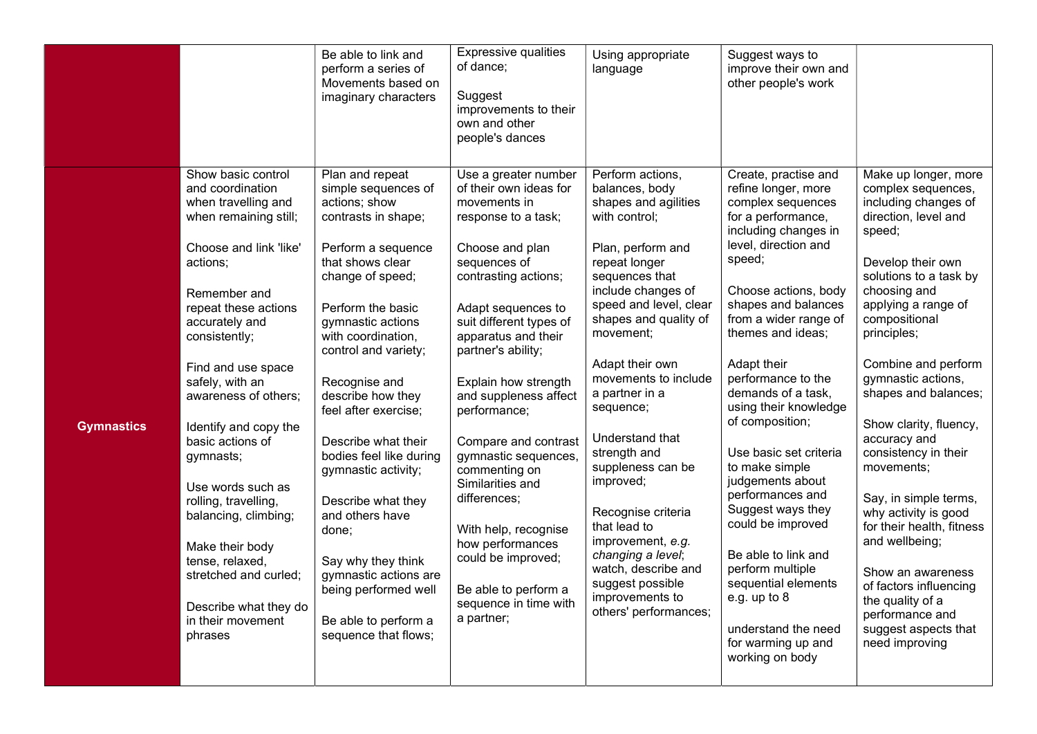| | | | | | | |
|---|---|---|---|---|---|---|
| | | Be able to link and perform a series of Movements based on imaginary characters | Expressive qualities of dance;<br><br>Suggest improvements to their own and other people's dances | Using appropriate language | Suggest ways to improve their own and other people's work | |
| **Gymnastics** | Show basic control and coordination when travelling and when remaining still;<br><br>Choose and link 'like' actions;<br><br>Remember and repeat these actions accurately and consistently;<br><br>Find and use space safely, with an awareness of others;<br><br>Identify and copy the basic actions of gymnasts;<br><br>Use words such as rolling, travelling, balancing, climbing;<br><br>Make their body tense, relaxed, stretched and curled;<br><br>Describe what they do in their movement phrases | Plan and repeat simple sequences of actions; show contrasts in shape;<br><br>Perform a sequence that shows clear change of speed;<br><br>Perform the basic gymnastic actions with coordination, control and variety;<br><br>Recognise and describe how they feel after exercise;<br><br>Describe what their bodies feel like during gymnastic activity;<br><br>Describe what they and others have done;<br><br>Say why they think gymnastic actions are being performed well<br><br>Be able to perform a sequence that flows; | Use a greater number of their own ideas for movements in response to a task;<br><br>Choose and plan sequences of contrasting actions;<br><br>Adapt sequences to suit different types of apparatus and their partner's ability;<br><br>Explain how strength and suppleness affect performance;<br><br>Compare and contrast gymnastic sequences, commenting on Similarities and differences;<br><br>With help, recognise how performances could be improved;<br><br>Be able to perform a sequence in time with a partner; | Perform actions, balances, body shapes and agilities with control;<br><br>Plan, perform and repeat longer sequences that include changes of speed and level, clear shapes and quality of movement;<br><br>Adapt their own movements to include a partner in a sequence;<br><br>Understand that strength and suppleness can be improved;<br><br>Recognise criteria that lead to improvement, *e.g. changing a level*; watch, describe and suggest possible improvements to others' performances; | Create, practise and refine longer, more complex sequences for a performance, including changes in level, direction and speed;<br><br>Choose actions, body shapes and balances from a wider range of themes and ideas;<br><br>Adapt their performance to the demands of a task, using their knowledge of composition;<br><br>Use basic set criteria to make simple judgements about performances and Suggest ways they could be improved<br><br>Be able to link and perform multiple sequential elements e.g. up to 8<br><br>understand the need for warming up and working on body | Make up longer, more complex sequences, including changes of direction, level and speed;<br><br>Develop their own solutions to a task by choosing and applying a range of compositional principles;<br><br>Combine and perform gymnastic actions, shapes and balances;<br><br>Show clarity, fluency, accuracy and consistency in their movements;<br><br>Say, in simple terms, why activity is good for their health, fitness and wellbeing;<br><br>Show an awareness of factors influencing the quality of a performance and suggest aspects that need improving |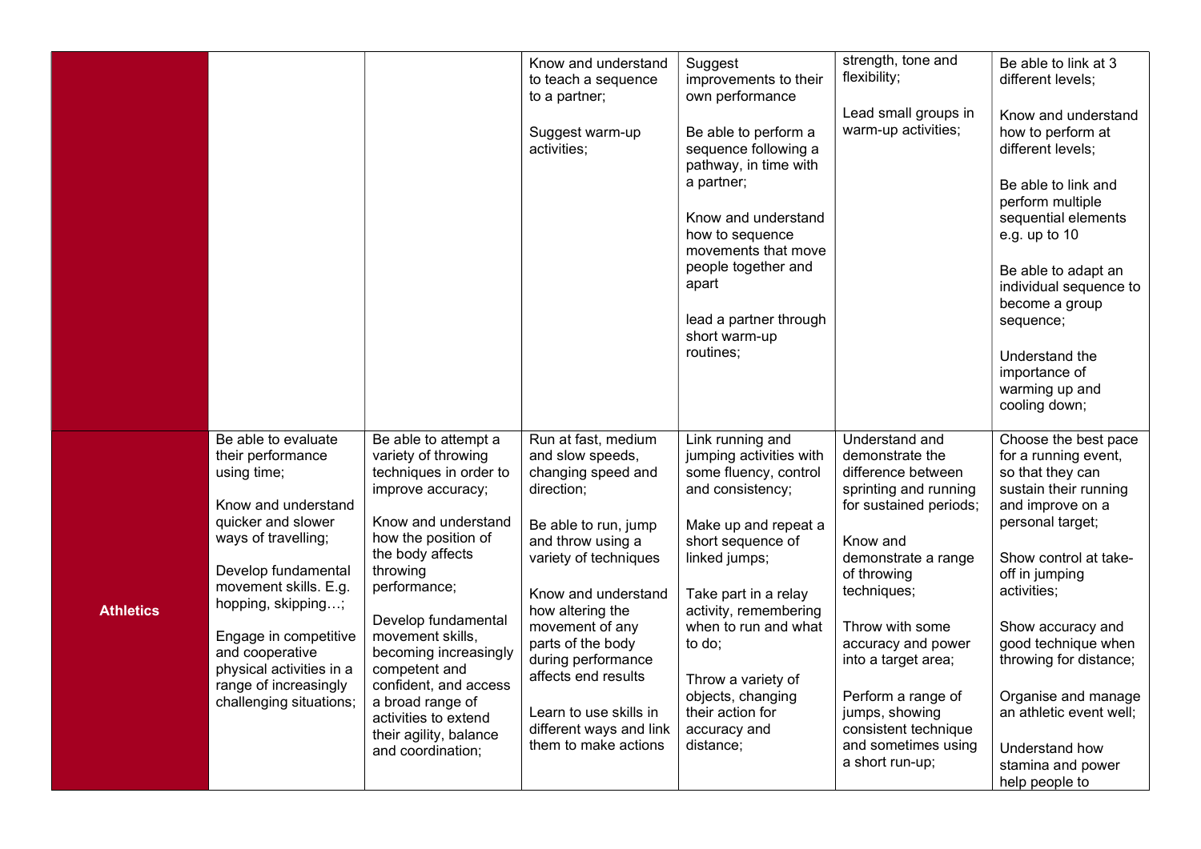| | | | | | | |
|---|---|---|---|---|---|---|
| | | | Know and understand to teach a sequence to a partner;<br><br>Suggest warm-up activities; | Suggest improvements to their own performance<br><br>Be able to perform a sequence following a pathway, in time with a partner;<br><br>Know and understand how to sequence movements that move people together and apart<br><br>lead a partner through short warm-up routines; | strength, tone and flexibility;<br><br>Lead small groups in warm-up activities; | Be able to link at 3 different levels;<br><br>Know and understand how to perform at different levels;<br><br>Be able to link and perform multiple sequential elements e.g. up to 10<br><br>Be able to adapt an individual sequence to become a group sequence;<br><br>Understand the importance of warming up and cooling down; |
| **Athletics** | Be able to evaluate their performance using time;<br><br>Know and understand quicker and slower ways of travelling;<br><br>Develop fundamental movement skills. E.g. hopping, skipping…;<br><br>Engage in competitive and cooperative physical activities in a range of increasingly challenging situations; | Be able to attempt a variety of throwing techniques in order to improve accuracy;<br><br>Know and understand how the position of the body affects throwing performance;<br><br>Develop fundamental movement skills, becoming increasingly competent and confident, and access a broad range of activities to extend their agility, balance and coordination; | Run at fast, medium and slow speeds, changing speed and direction;<br><br>Be able to run, jump and throw using a variety of techniques<br><br>Know and understand how altering the movement of any parts of the body during performance affects end results<br><br>Learn to use skills in different ways and link them to make actions | Link running and jumping activities with some fluency, control and consistency;<br><br>Make up and repeat a short sequence of linked jumps;<br><br>Take part in a relay activity, remembering when to run and what to do;<br><br>Throw a variety of objects, changing their action for accuracy and distance; | Understand and demonstrate the difference between sprinting and running for sustained periods;<br><br>Know and demonstrate a range of throwing techniques;<br><br>Throw with some accuracy and power into a target area;<br><br>Perform a range of jumps, showing consistent technique and sometimes using a short run-up; | Choose the best pace for a running event, so that they can sustain their running and improve on a personal target;<br><br>Show control at take-off in jumping activities;<br><br>Show accuracy and good technique when throwing for distance;<br><br>Organise and manage an athletic event well;<br><br>Understand how stamina and power help people to |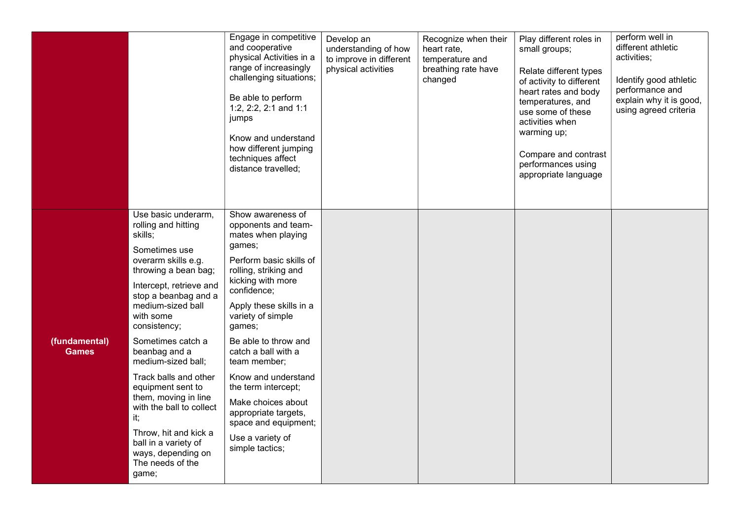| | | | | | | |
|---|---|---|---|---|---|---|
| | | Engage in competitive and cooperative physical Activities in a range of increasingly challenging situations;<br><br>Be able to perform 1:2, 2:2, 2:1 and 1:1 jumps<br><br>Know and understand how different jumping techniques affect distance travelled; | Develop an understanding of how to improve in different physical activities | Recognize when their heart rate, temperature and breathing rate have changed | Play different roles in small groups;<br><br>Relate different types of activity to different heart rates and body temperatures, and use some of these activities when warming up;<br><br>Compare and contrast performances using appropriate language | perform well in different athletic activities;<br><br>Identify good athletic performance and explain why it is good, using agreed criteria |
| **(fundamental) Games** | Use basic underarm, rolling and hitting skills;<br><br>Sometimes use overarm skills e.g. throwing a bean bag;<br><br>Intercept, retrieve and stop a beanbag and a medium-sized ball with some consistency;<br><br>Sometimes catch a beanbag and a medium-sized ball;<br><br>Track balls and other equipment sent to them, moving in line with the ball to collect it;<br><br>Throw, hit and kick a ball in a variety of ways, depending on The needs of the game; | Show awareness of opponents and team-mates when playing games;<br><br>Perform basic skills of rolling, striking and kicking with more confidence;<br><br>Apply these skills in a variety of simple games;<br><br>Be able to throw and catch a ball with a team member;<br><br>Know and understand the term intercept;<br><br>Make choices about appropriate targets, space and equipment;<br><br>Use a variety of simple tactics; | | | | |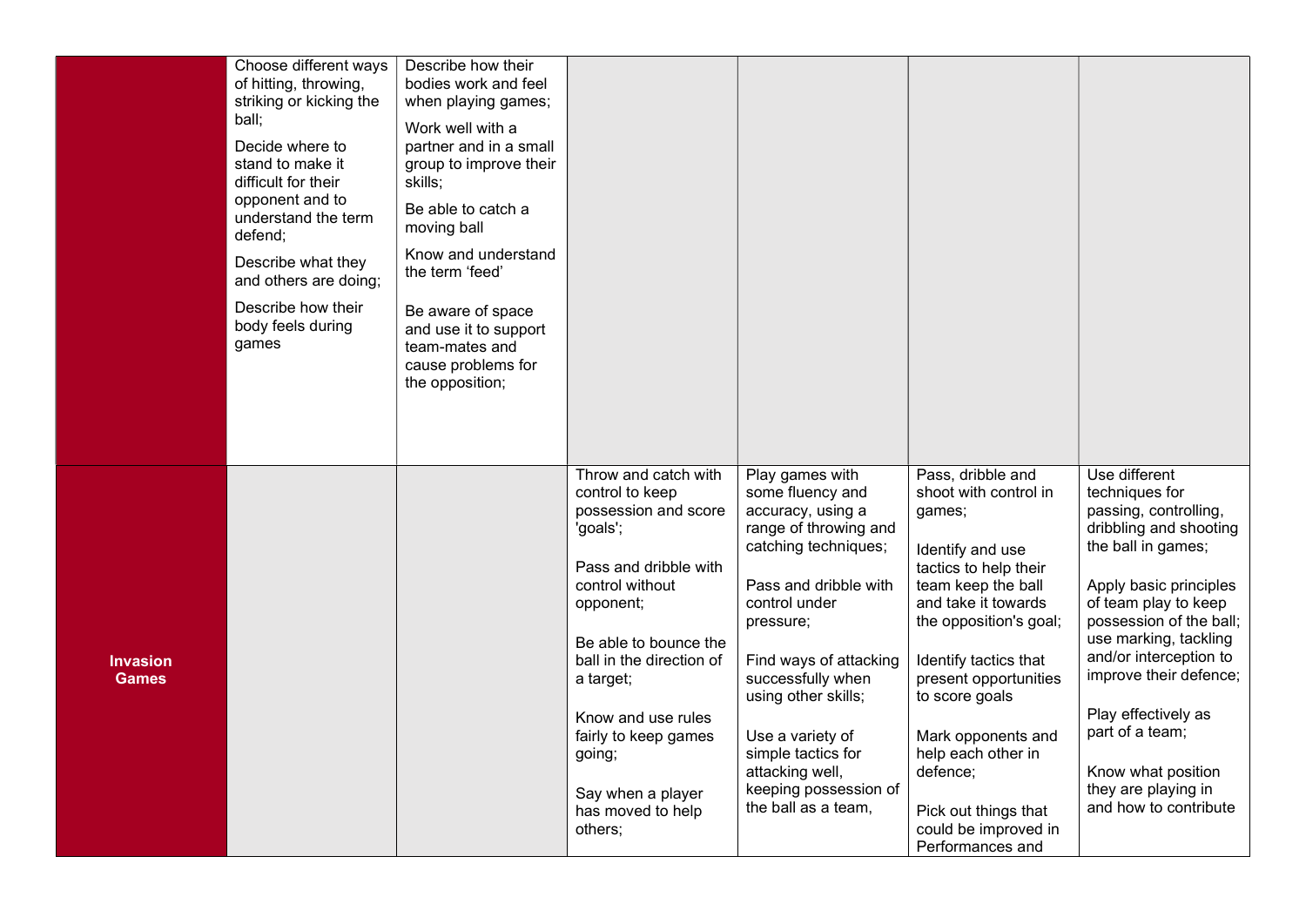| | | | | | | |
|---|---|---|---|---|---|---|
| | Choose different ways of hitting, throwing, striking or kicking the ball;<br><br>Decide where to stand to make it difficult for their opponent and to understand the term defend;<br><br>Describe what they and others are doing;<br><br>Describe how their body feels during games | Describe how their bodies work and feel when playing games;<br><br>Work well with a partner and in a small group to improve their skills;<br><br>Be able to catch a moving ball<br><br>Know and understand the term 'feed'<br><br>Be aware of space and use it to support team-mates and cause problems for the opposition; | | | | |
| **Invasion Games** | | | Throw and catch with control to keep possession and score 'goals';<br><br>Pass and dribble with control without opponent;<br><br>Be able to bounce the ball in the direction of a target;<br><br>Know and use rules fairly to keep games going;<br><br>Say when a player has moved to help others; | Play games with some fluency and accuracy, using a range of throwing and catching techniques;<br><br>Pass and dribble with control under pressure;<br><br>Find ways of attacking successfully when using other skills;<br><br>Use a variety of simple tactics for attacking well, keeping possession of the ball as a team, | Pass, dribble and shoot with control in games;<br><br>Identify and use tactics to help their team keep the ball and take it towards the opposition's goal;<br><br>Identify tactics that present opportunities to score goals<br><br>Mark opponents and help each other in defence;<br><br>Pick out things that could be improved in Performances and | Use different techniques for passing, controlling, dribbling and shooting the ball in games;<br><br>Apply basic principles of team play to keep possession of the ball; use marking, tackling and/or interception to improve their defence;<br><br>Play effectively as part of a team;<br><br>Know what position they are playing in and how to contribute |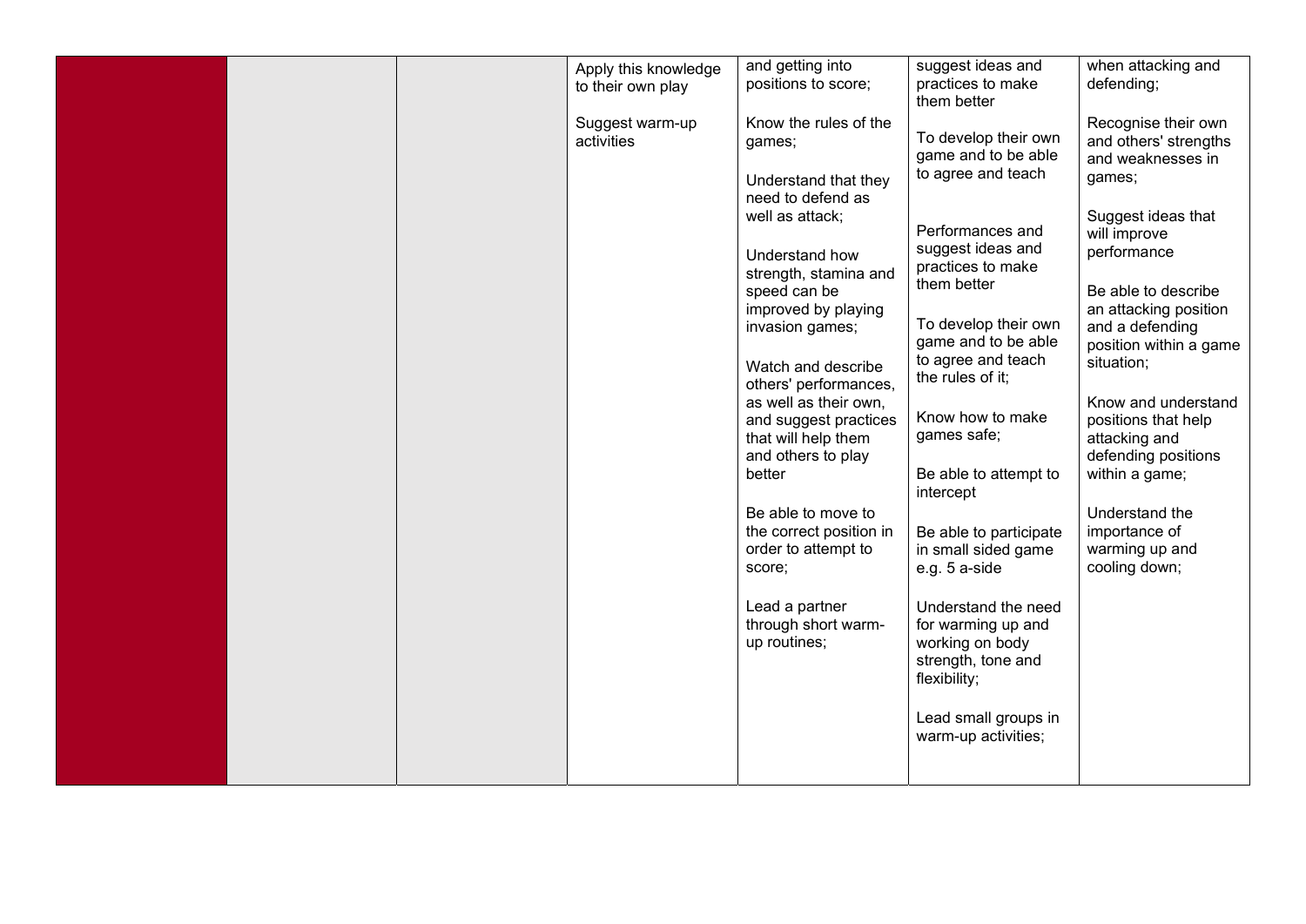|  |  |  |  |  |  |  |
|---|---|---|---|---|---|---|
|  |  |  | Apply this knowledge to their own play<br><br>Suggest warm-up activities | and getting into positions to score;<br><br>Know the rules of the games;<br><br>Understand that they need to defend as well as attack;<br><br>Understand how strength, stamina and speed can be improved by playing invasion games;<br><br>Watch and describe others' performances, as well as their own, and suggest practices that will help them and others to play better<br><br>Be able to move to the correct position in order to attempt to score;<br><br>Lead a partner through short warm-up routines; | suggest ideas and practices to make them better<br><br>To develop their own game and to be able to agree and teach<br><br>Performances and suggest ideas and practices to make them better<br><br>To develop their own game and to be able to agree and teach the rules of it;<br><br>Know how to make games safe;<br><br>Be able to attempt to intercept<br><br>Be able to participate in small sided game e.g. 5 a-side<br><br>Understand the need for warming up and working on body strength, tone and flexibility;<br><br>Lead small groups in warm-up activities; | when attacking and defending;<br><br>Recognise their own and others' strengths and weaknesses in games;<br><br>Suggest ideas that will improve performance<br><br>Be able to describe an attacking position and a defending position within a game situation;<br><br>Know and understand positions that help attacking and defending positions within a game;<br><br>Understand the importance of warming up and cooling down; |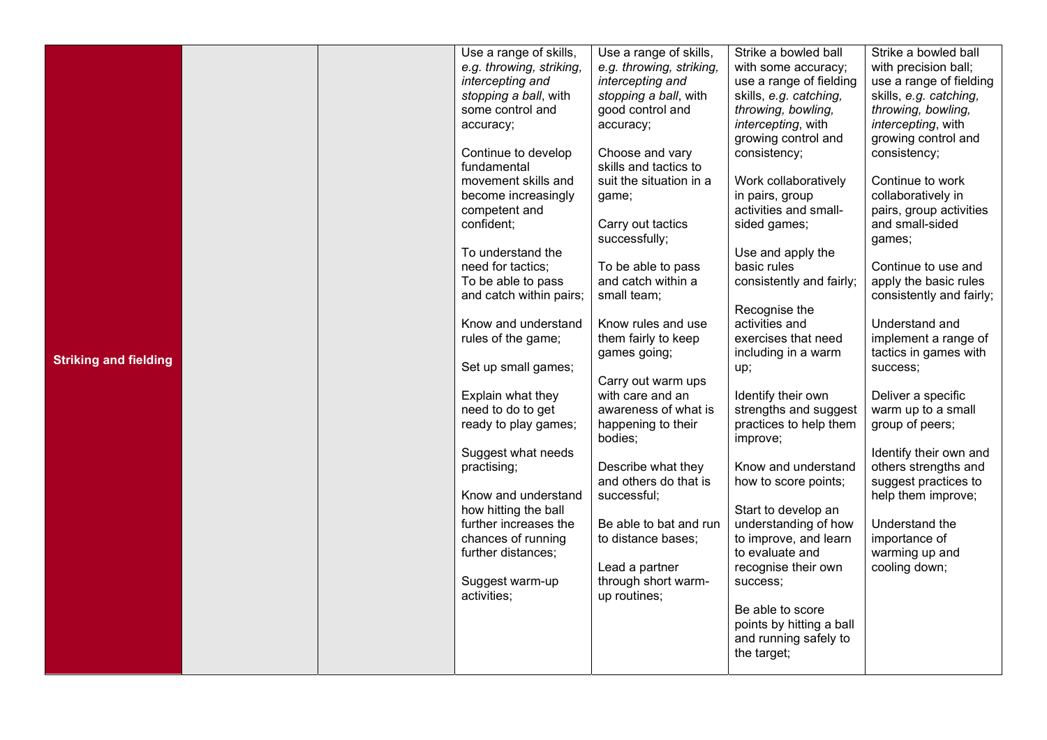| | | | | | | |
|---|---|---|---|---|---|---|
| **Striking and fielding** | | | Use a range of skills, *e.g. throwing, striking, intercepting and stopping a ball*, with some control and accuracy;<br><br>Continue to develop fundamental movement skills and become increasingly competent and confident;<br><br>To understand the need for tactics;<br>To be able to pass and catch within pairs;<br><br>Know and understand rules of the game;<br><br>Set up small games;<br><br>Explain what they need to do to get ready to play games;<br><br>Suggest what needs practising;<br><br>Know and understand how hitting the ball further increases the chances of running further distances;<br><br>Suggest warm-up activities; | Use a range of skills, *e.g. throwing, striking, intercepting and stopping a ball*, with good control and accuracy;<br><br>Choose and vary skills and tactics to suit the situation in a game;<br><br>Carry out tactics successfully;<br><br>To be able to pass and catch within a small team;<br><br>Know rules and use them fairly to keep games going;<br><br>Carry out warm ups with care and an awareness of what is happening to their bodies;<br><br>Describe what they and others do that is successful;<br><br>Be able to bat and run to distance bases;<br><br>Lead a partner through short warm-up routines; | Strike a bowled ball with some accuracy; use a range of fielding skills, *e.g. catching, throwing, bowling, intercepting*, with growing control and consistency;<br><br>Work collaboratively in pairs, group activities and small-sided games;<br><br>Use and apply the basic rules consistently and fairly;<br><br>Recognise the activities and exercises that need including in a warm up;<br><br>Identify their own strengths and suggest practices to help them improve;<br><br>Know and understand how to score points;<br><br>Start to develop an understanding of how to improve, and learn to evaluate and recognise their own success;<br><br>Be able to score points by hitting a ball and running safely to the target; | Strike a bowled ball with precision ball; use a range of fielding skills, *e.g. catching, throwing, bowling, intercepting*, with growing control and consistency;<br><br>Continue to work collaboratively in pairs, group activities and small-sided games;<br><br>Continue to use and apply the basic rules consistently and fairly;<br><br>Understand and implement a range of tactics in games with success;<br><br>Deliver a specific warm up to a small group of peers;<br><br>Identify their own and others strengths and suggest practices to help them improve;<br><br>Understand the importance of warming up and cooling down; |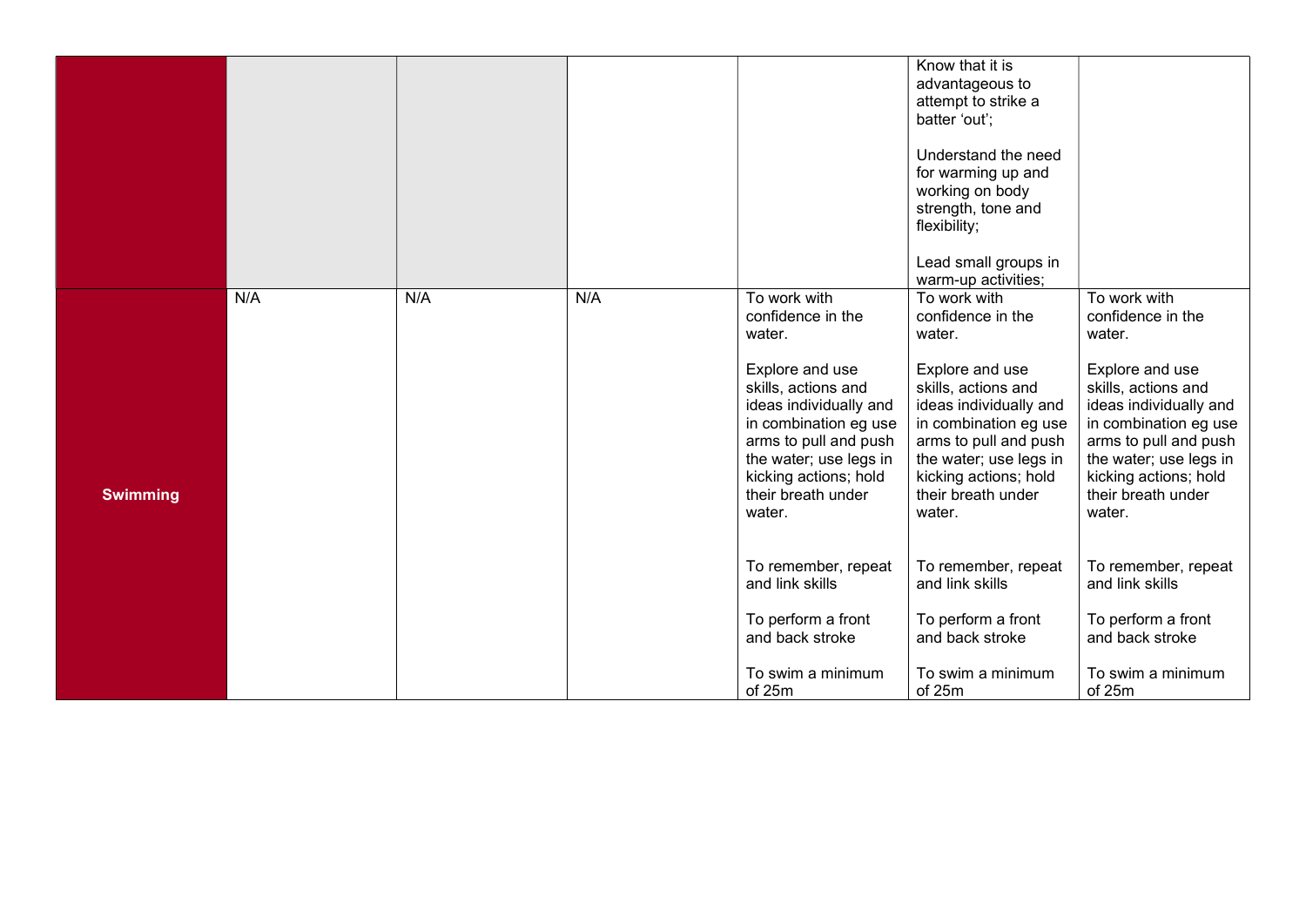| | | | | | | |
|---|---|---|---|---|---|---|
| | | | | | Know that it is advantageous to attempt to strike a batter 'out';<br><br>Understand the need for warming up and working on body strength, tone and flexibility;<br><br>Lead small groups in warm-up activities; | |
| **Swimming** | N/A | N/A | N/A | To work with confidence in the water.<br><br>Explore and use skills, actions and ideas individually and in combination eg use arms to pull and push the water; use legs in kicking actions; hold their breath under water.<br><br>To remember, repeat and link skills<br><br>To perform a front and back stroke<br><br>To swim a minimum of 25m | To work with confidence in the water.<br><br>Explore and use skills, actions and ideas individually and in combination eg use arms to pull and push the water; use legs in kicking actions; hold their breath under water.<br><br>To remember, repeat and link skills<br><br>To perform a front and back stroke<br><br>To swim a minimum of 25m | To work with confidence in the water.<br><br>Explore and use skills, actions and ideas individually and in combination eg use arms to pull and push the water; use legs in kicking actions; hold their breath under water.<br><br>To remember, repeat and link skills<br><br>To perform a front and back stroke<br><br>To swim a minimum of 25m |